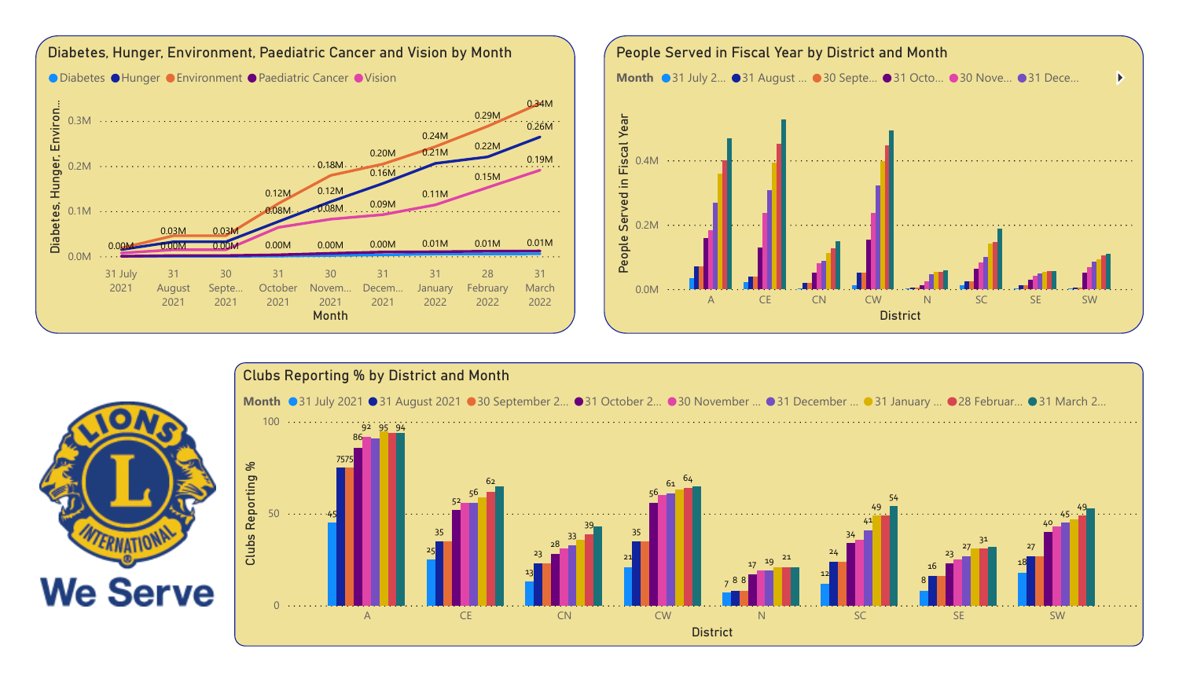## Diabetes, Hunger, Environment, Paediatric Cancer and Vision by Month

Legend: Diabetes, Hunger, Environment, Paediatric Cancer, Vision

Y-axis: Diabetes, Hunger, Environ...

| Month | Environment | Hunger | Vision | Paediatric Cancer / Diabetes |
|---|---|---|---|---|
| 31 July 2021 | 0.02M | 0.00M | | |
| 31 August 2021 | 0.03M | 0.00M | | |
| 30 September 2021 | 0.03M | 0.00M | | |
| 31 October 2021 | 0.12M | 0.08M | | 0.00M |
| 30 November 2021 | 0.18M | 0.12M | 0.08M | 0.00M |
| 31 December 2021 | 0.20M | 0.16M | 0.09M | 0.00M |
| 31 January 2022 | 0.24M | 0.21M | 0.11M | 0.01M |
| 28 February 2022 | 0.29M | 0.22M | 0.15M | 0.01M |
| 31 March 2022 | 0.34M | 0.26M | 0.19M | 0.01M |

X-axis: Month

## People Served in Fiscal Year by District and Month

Month: 31 July 2..., 31 August ..., 30 Septe..., 31 Octo..., 30 Nove..., 31 Dece...

Y-axis: People Served in Fiscal Year (0.0M, 0.2M, 0.4M)

X-axis: District (A, CE, CN, CW, N, SC, SE, SW)

## Clubs Reporting % by District and Month

Month: 31 July 2021, 31 August 2021, 30 September 2..., 31 October 2..., 30 November ..., 31 December ..., 31 January ..., 28 Februar..., 31 March 2...

Y-axis: Clubs Reporting %

| District | Labelled values |
|---|---|
| A | 45, 75, 75, 86, 92, 95, 94 |
| CE | 25, 35, 52, 56, 62 |
| CN | 13, 23, 28, 33, 39 |
| CW | 21, 35, 56, 61, 64 |
| N | 7, 8, 8, 17, 19, 21 |
| SC | 12, 24, 34, 41, 49, 54 |
| SE | 8, 16, 23, 27, 31 |
| SW | 18, 27, 40, 45, 49 |

X-axis: District

LIONS INTERNATIONAL

We Serve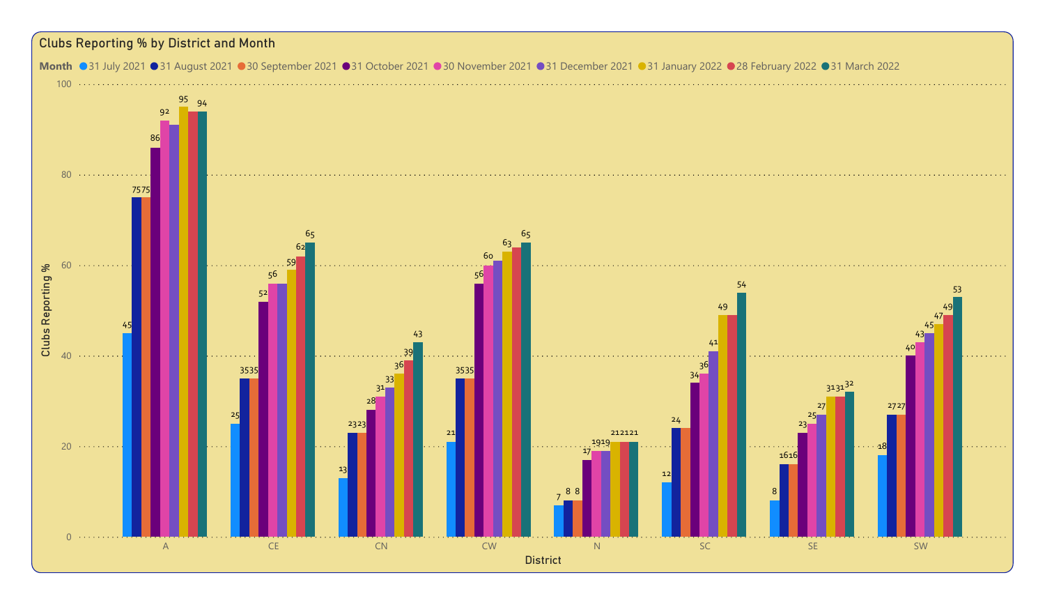## Clubs Reporting % by District and Month

| District | 31 July 2021 | 31 August 2021 | 30 September 2021 | 31 October 2021 | 30 November 2021 | 31 December 2021 | 31 January 2022 | 28 February 2022 | 31 March 2022 |
|---|---|---|---|---|---|---|---|---|---|
| A | 45 | 75 | 75 | 86 | 92 | 91 | 95 | 94 | 94 |
| CE | 25 | 35 | 35 | 52 | 56 | 56 | 59 | 62 | 65 |
| CN | 13 | 23 | 23 | 28 | 31 | 33 | 36 | 39 | 43 |
| CW | 21 | 35 | 35 | 56 | 60 | 61 | 63 | 64 | 65 |
| N | 7 | 8 | 8 | 17 | 19 | 19 | 21 | 21 | 21 |
| SC | 12 | 24 | 24 | 34 | 36 | 41 | 49 | 49 | 54 |
| SE | 8 | 16 | 16 | 23 | 25 | 27 | 31 | 31 | 32 |
| SW | 18 | 27 | 27 | 40 | 43 | 45 | 47 | 49 | 53 |

Clubs Reporting % (y-axis) by District (x-axis)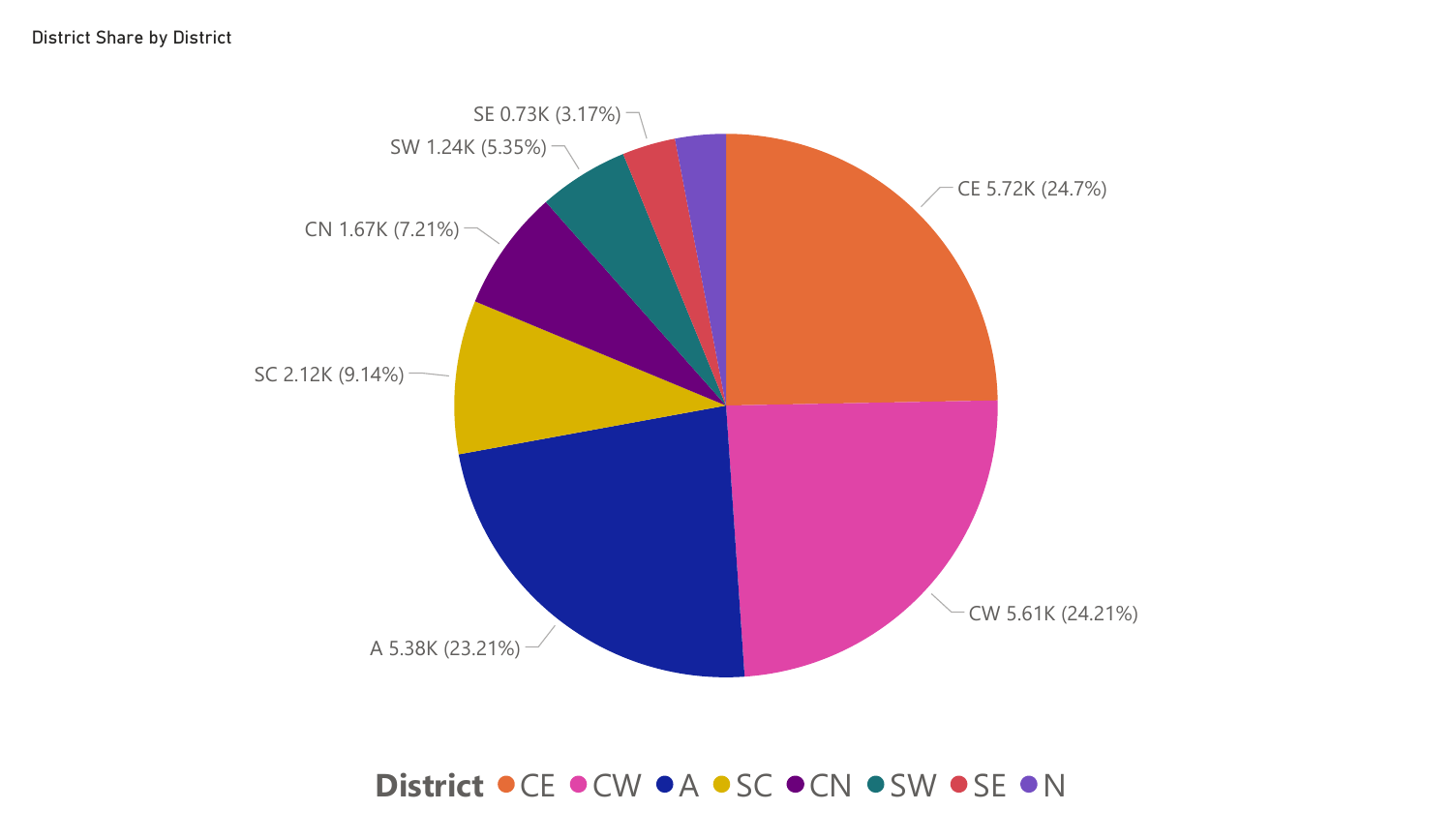District Share by District

SE 0.73K (3.17%)

SW 1.24K (5.35%)

CN 1.67K (7.21%)

SC 2.12K (9.14%)

CE 5.72K (24.7%)

CW 5.61K (24.21%)

A 5.38K (23.21%)

**District** CE CW A SC CN SW SE N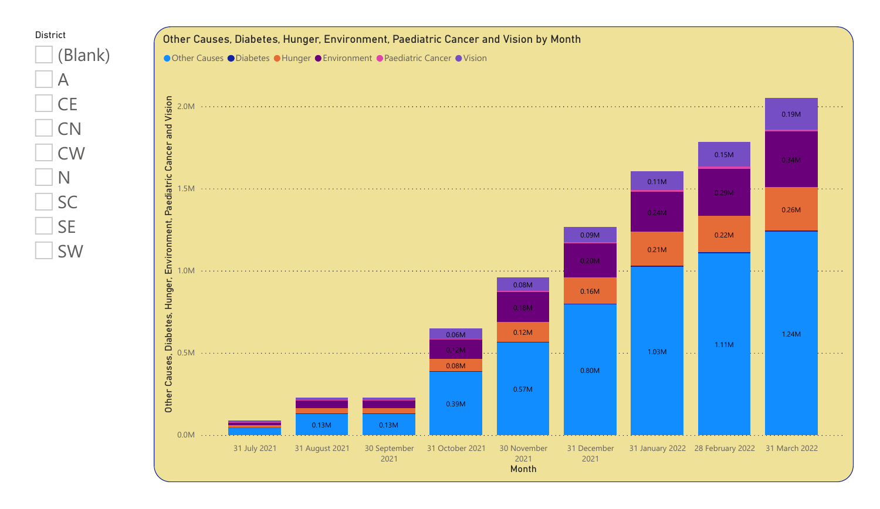District

- (Blank)
- A
- CE
- CN
- CW
- N
- SC
- SE
- SW

## Other Causes, Diabetes, Hunger, Environment, Paediatric Cancer and Vision by Month

Other Causes · Diabetes · Hunger · Environment · Paediatric Cancer · Vision

| Month | Other Causes | Hunger | Environment | Vision |
|---|---|---|---|---|
| 31 July 2021 | | | | |
| 31 August 2021 | 0.13M | | | |
| 30 September 2021 | 0.13M | | | |
| 31 October 2021 | 0.39M | 0.08M | 0.12M | 0.06M |
| 30 November 2021 | 0.57M | 0.12M | 0.18M | 0.08M |
| 31 December 2021 | 0.80M | 0.16M | 0.20M | 0.09M |
| 31 January 2022 | 1.03M | 0.21M | 0.24M | 0.11M |
| 28 February 2022 | 1.11M | 0.22M | 0.29M | 0.15M |
| 31 March 2022 | 1.24M | 0.26M | 0.34M | 0.19M |

Y-axis: Other Causes, Diabetes, Hunger, Environment, Paediatric Cancer and Vision (0.0M – 2.0M)

X-axis: Month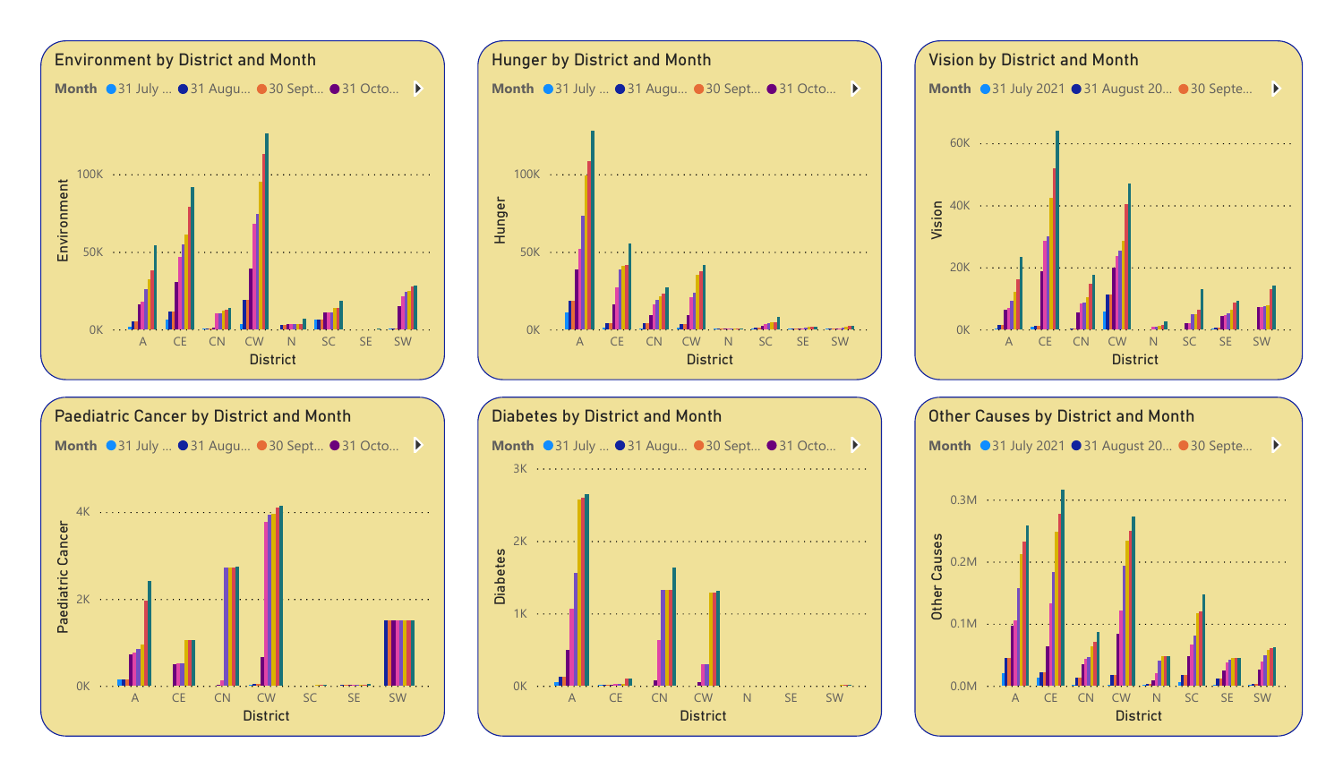## Environment by District and Month

Month ● 31 July ... ● 31 Augu... ● 30 Sept... ● 31 Octo...

Environment: 0K, 50K, 100K

District: A, CE, CN, CW, N, SC, SE, SW

## Hunger by District and Month

Month ● 31 July ... ● 31 Augu... ● 30 Sept... ● 31 Octo...

Hunger: 0K, 50K, 100K

District: A, CE, CN, CW, N, SC, SE, SW

## Vision by District and Month

Month ● 31 July 2021 ● 31 August 20... ● 30 Septe...

Vision: 0K, 20K, 40K, 60K

District: A, CE, CN, CW, N, SC, SE, SW

## Paediatric Cancer by District and Month

Month ● 31 July ... ● 31 Augu... ● 30 Sept... ● 31 Octo...

Paediatric Cancer: 0K, 2K, 4K

District: A, CE, CN, CW, SC, SE, SW

## Diabetes by District and Month

Month ● 31 July ... ● 31 Augu... ● 30 Sept... ● 31 Octo...

Diabetes: 0K, 1K, 2K, 3K

District: A, CE, CN, CW, N, SE, SW

## Other Causes by District and Month

Month ● 31 July 2021 ● 31 August 20... ● 30 Septe...

Other Causes: 0.0M, 0.1M, 0.2M, 0.3M

District: A, CE, CN, CW, N, SC, SE, SW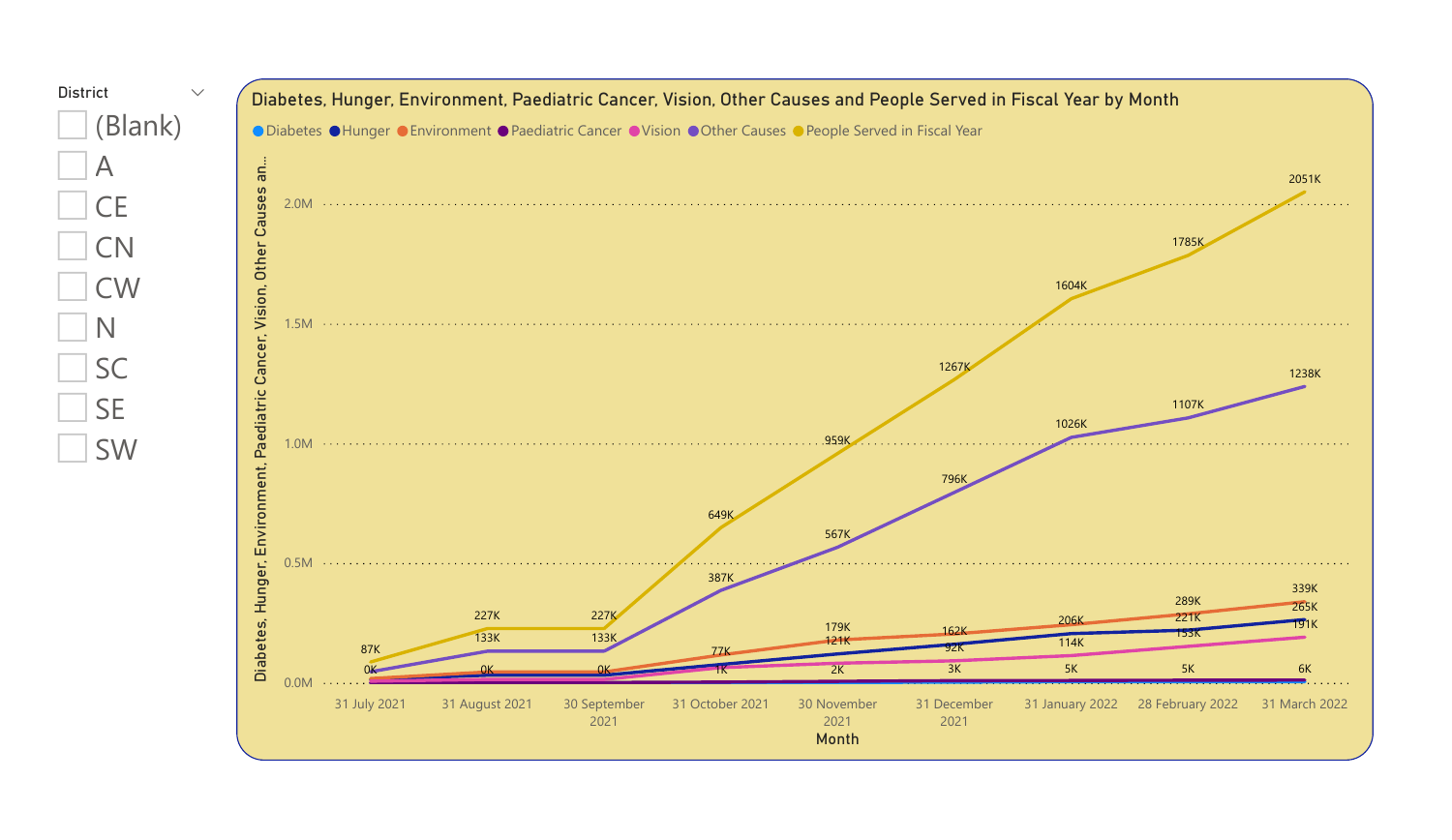District

- (Blank)
- A
- CE
- CN
- CW
- N
- SC
- SE
- SW

## Diabetes, Hunger, Environment, Paediatric Cancer, Vision, Other Causes and People Served in Fiscal Year by Month

Legend: Diabetes, Hunger, Environment, Paediatric Cancer, Vision, Other Causes, People Served in Fiscal Year

Y-axis: Diabetes, Hunger, Environment, Paediatric Cancer, Vision, Other Causes an...

X-axis: Month

| Month | People Served in Fiscal Year | Other Causes |
|---|---|---|
| 31 July 2021 | 87K | |
| 31 August 2021 | 227K | 133K |
| 30 September 2021 | 227K | 133K |
| 31 October 2021 | 649K | 387K |
| 30 November 2021 | 959K | 567K |
| 31 December 2021 | 1267K | 796K |
| 31 January 2022 | 1604K | 1026K |
| 28 February 2022 | 1785K | 1107K |
| 31 March 2022 | 2051K | 1238K |

Other data labels: 0K, 0K, 0K (July–September 2021); 77K, 1K (October 2021); 179K, 121K, 2K (November 2021); 162K, 92K, 3K (December 2021); 206K, 114K, 5K (January 2022); 289K, 221K, 153K, 5K (February 2022); 339K, 265K, 191K, 6K (March 2022)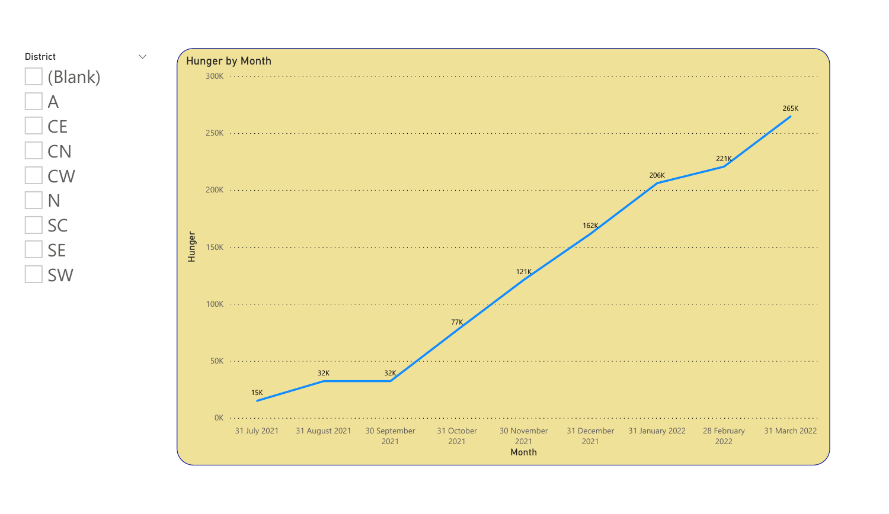District

- [ ] (Blank)
- [ ] A
- [ ] CE
- [ ] CN
- [ ] CW
- [ ] N
- [ ] SC
- [ ] SE
- [ ] SW

**Hunger by Month**

| Month | Hunger |
|---|---|
| 31 July 2021 | 15K |
| 31 August 2021 | 32K |
| 30 September 2021 | 32K |
| 31 October 2021 | 77K |
| 30 November 2021 | 121K |
| 31 December 2021 | 162K |
| 31 January 2022 | 206K |
| 28 February 2022 | 221K |
| 31 March 2022 | 265K |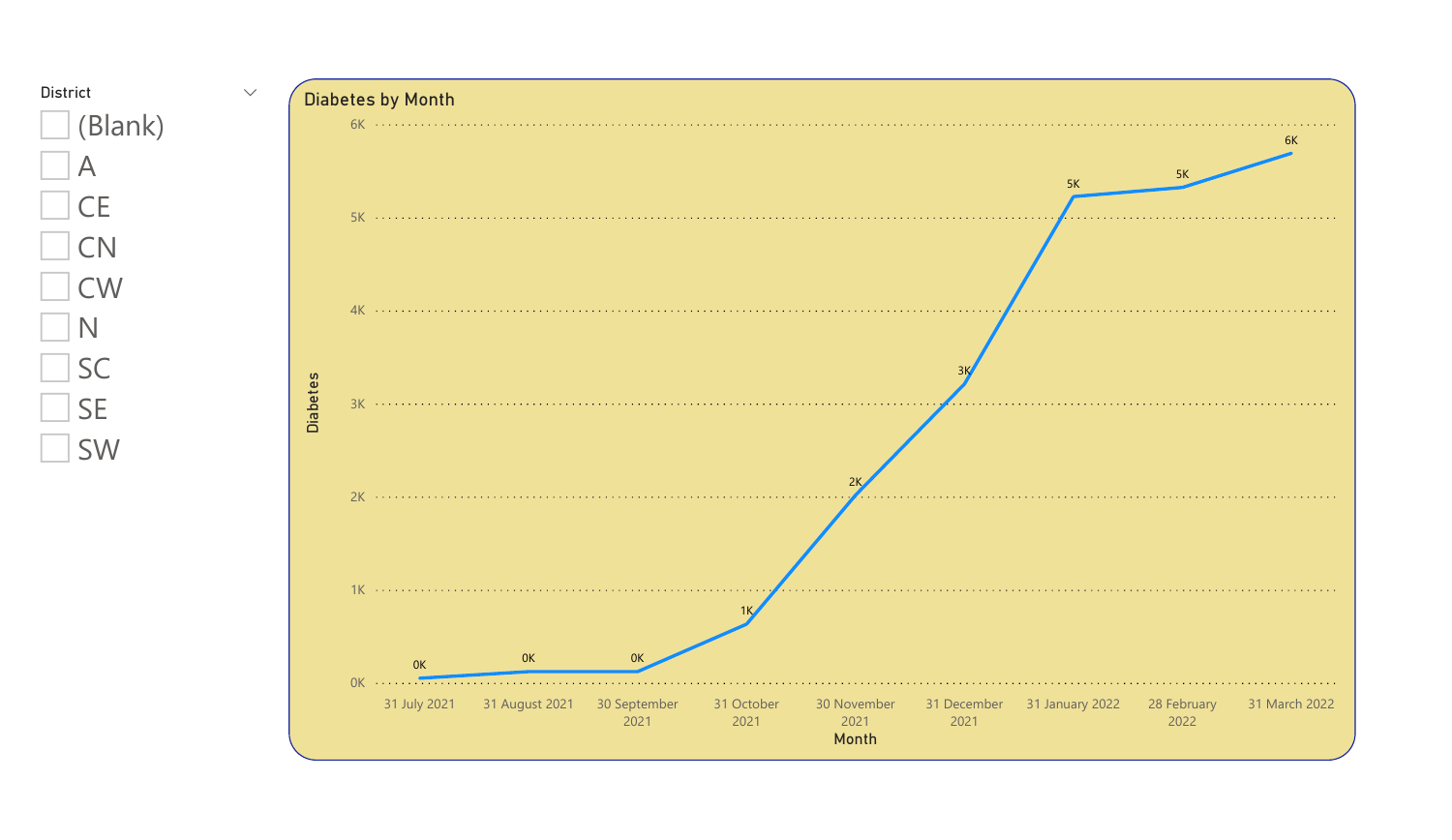District

- [ ] (Blank)
- [ ] A
- [ ] CE
- [ ] CN
- [ ] CW
- [ ] N
- [ ] SC
- [ ] SE
- [ ] SW

**Diabetes by Month**

| Month | Diabetes |
| --- | --- |
| 31 July 2021 | 0K |
| 31 August 2021 | 0K |
| 30 September 2021 | 0K |
| 31 October 2021 | 1K |
| 30 November 2021 | 2K |
| 31 December 2021 | 3K |
| 31 January 2022 | 5K |
| 28 February 2022 | 5K |
| 31 March 2022 | 6K |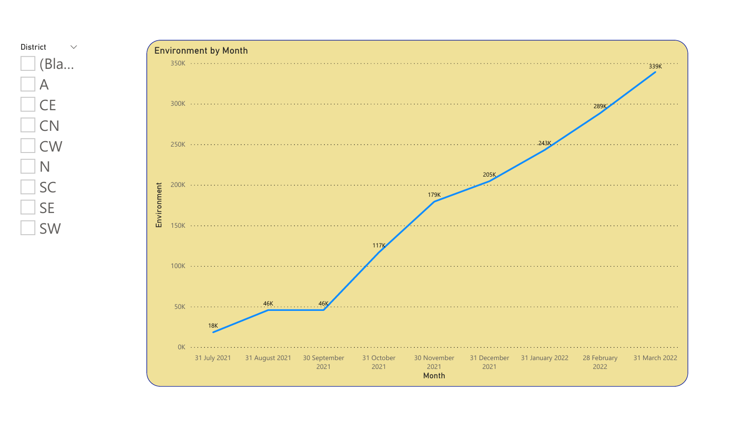District

- (Bla...
- A
- CE
- CN
- CW
- N
- SC
- SE
- SW

## Environment by Month

| Month | Environment |
|---|---|
| 31 July 2021 | 18K |
| 31 August 2021 | 46K |
| 30 September 2021 | 46K |
| 31 October 2021 | 117K |
| 30 November 2021 | 179K |
| 31 December 2021 | 205K |
| 31 January 2022 | 243K |
| 28 February 2022 | 289K |
| 31 March 2022 | 339K |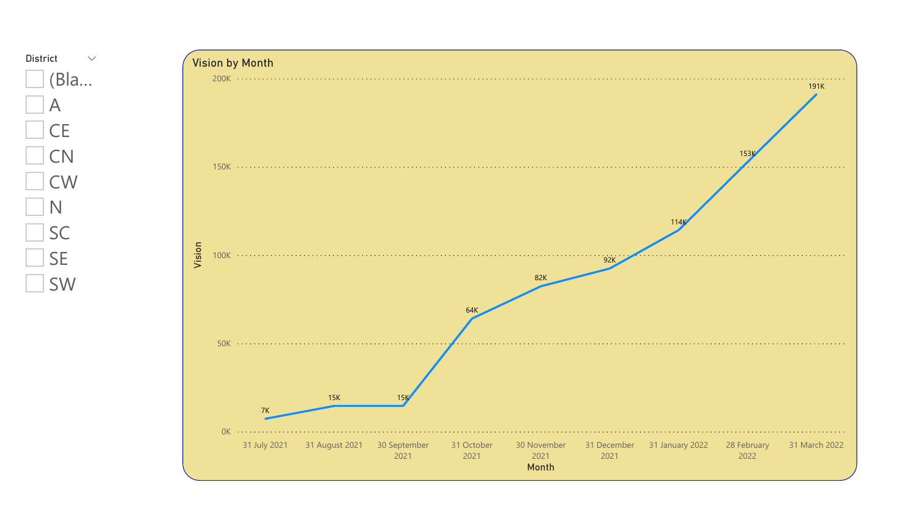District

- (Bla...
- A
- CE
- CN
- CW
- N
- SC
- SE
- SW

## Vision by Month

| Month | Vision |
|---|---|
| 31 July 2021 | 7K |
| 31 August 2021 | 15K |
| 30 September 2021 | 15K |
| 31 October 2021 | 64K |
| 30 November 2021 | 82K |
| 31 December 2021 | 92K |
| 31 January 2022 | 114K |
| 28 February 2022 | 153K |
| 31 March 2022 | 191K |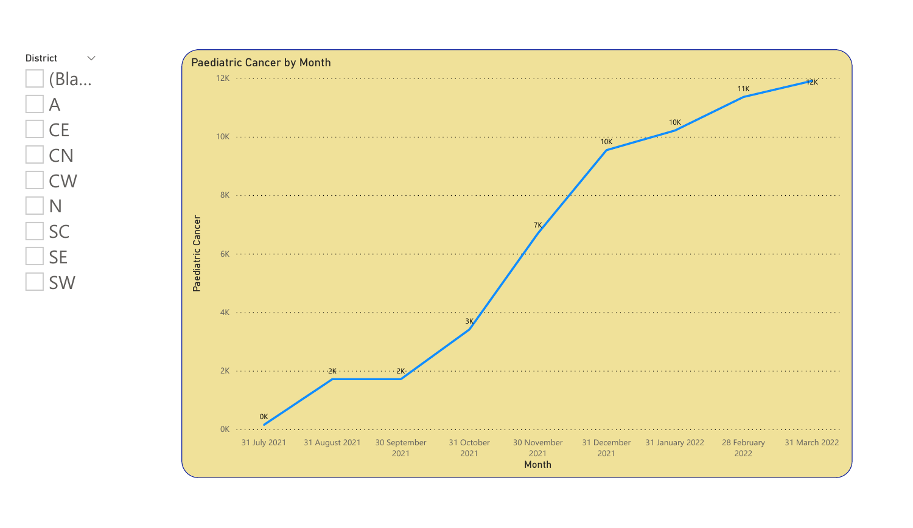District

- (Bla...
- A
- CE
- CN
- CW
- N
- SC
- SE
- SW

Paediatric Cancer by Month

Paediatric Cancer

12K
10K
8K
6K
4K
2K
0K

0K
2K
2K
3K
7K
10K
10K
11K
12K

31 July 2021
31 August 2021
30 September 2021
31 October 2021
30 November 2021
31 December 2021
31 January 2022
28 February 2022
31 March 2022

Month